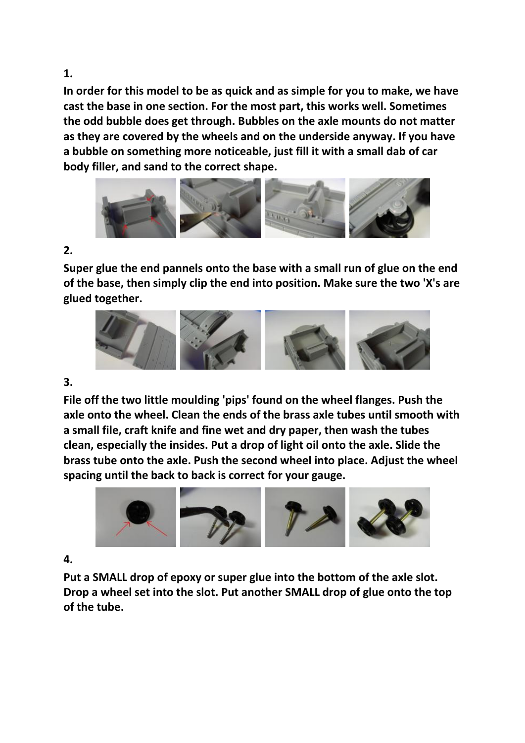**1.**

**In order for this model to be as quick and as simple for you to make, we have cast the base in one section. For the most part, this works well. Sometimes the odd bubble does get through. Bubbles on the axle mounts do not matter as they are covered by the wheels and on the underside anyway. If you have a bubble on something more noticeable, just fill it with a small dab of car body filler, and sand to the correct shape.**

**2.**

**Super glue the end pannels onto the base with a small run of glue on the end of the base, then simply clip the end into position. Make sure the two 'X's are glued together.**

**3.**

**File off the two little moulding 'pips' found on the wheel flanges. Push the axle onto the wheel. Clean the ends of the brass axle tubes until smooth with a small file, craft knife and fine wet and dry paper, then wash the tubes clean, especially the insides. Put a drop of light oil onto the axle. Slide the brass tube onto the axle. Push the second wheel into place. Adjust the wheel spacing until the back to back is correct for your gauge.**

**4.**

**Put a SMALL drop of epoxy or super glue into the bottom of the axle slot. Drop a wheel set into the slot. Put another SMALL drop of glue onto the top of the tube.**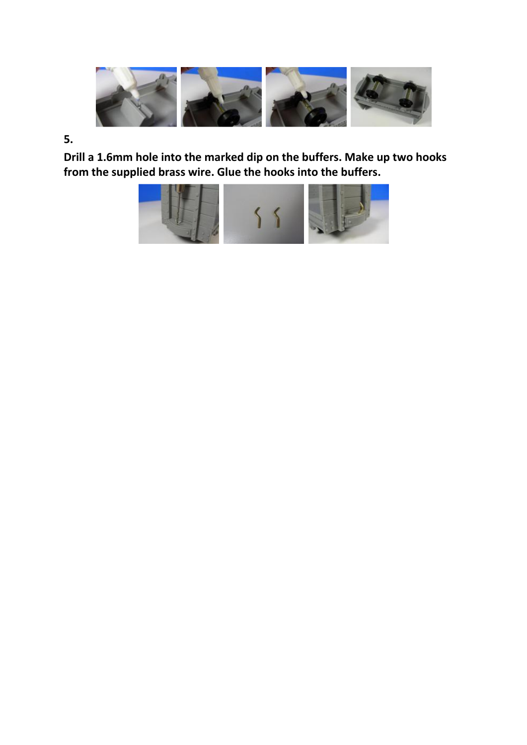**5.**

**Drill a 1.6mm hole into the marked dip on the buffers. Make up two hooks from the supplied brass wire. Glue the hooks into the buffers.**